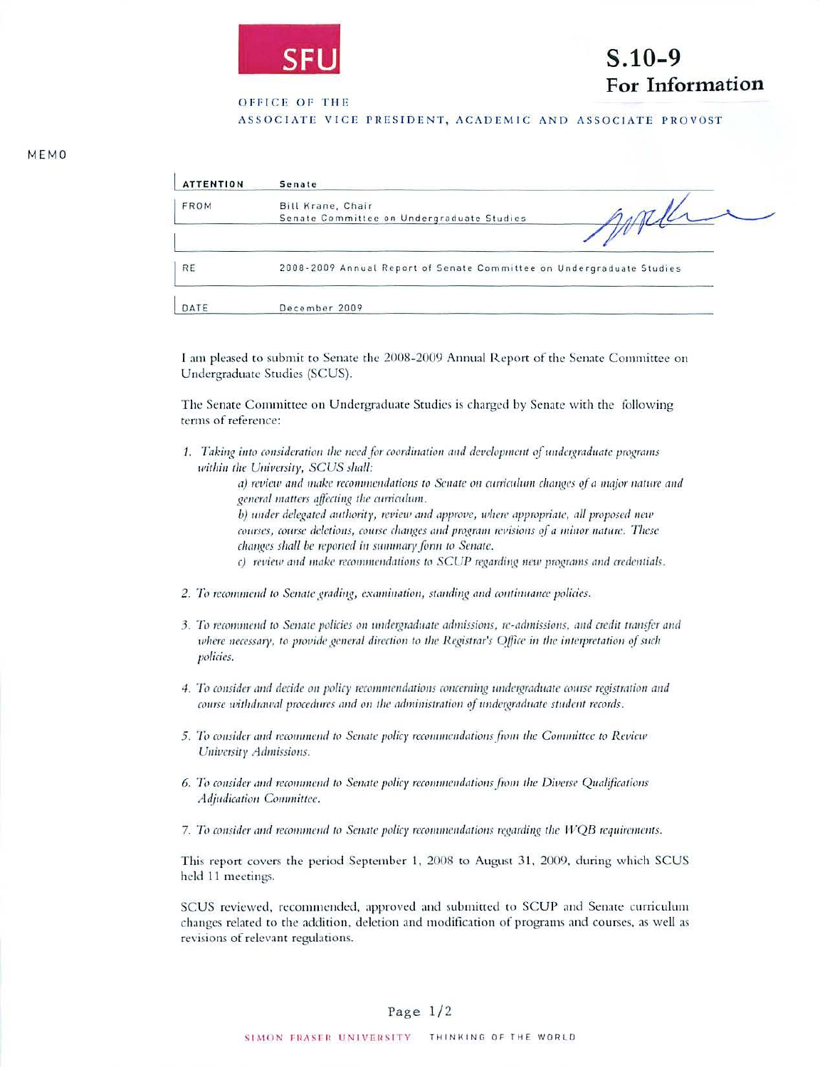SFU

**S.10-9**
**For Information**

OFFICE OF THE
ASSOCIATE VICE PRESIDENT, ACADEMIC AND ASSOCIATE PROVOST

MEMO

| | |
|---|---|
| **ATTENTION** | Senate |
| FROM | Bill Krane, Chair<br>Senate Committee on Undergraduate Studies |
| RE | 2008-2009 Annual Report of Senate Committee on Undergraduate Studies |
| DATE | December 2009 |

I am pleased to submit to Senate the 2008-2009 Annual Report of the Senate Committee on Undergraduate Studies (SCUS).

The Senate Committee on Undergraduate Studies is charged by Senate with the following terms of reference:

1. *Taking into consideration the need for coordination and development of undergraduate programs within the University, SCUS shall:*
   *a) review and make recommendations to Senate on curriculum changes of a major nature and general matters affecting the curriculum.*
   *b) under delegated authority, review and approve, where appropriate, all proposed new courses, course deletions, course changes and program revisions of a minor nature. These changes shall be reported in summary form to Senate.*
   *c) review and make recommendations to SCUP regarding new programs and credentials.*

2. *To recommend to Senate grading, examination, standing and continuance policies.*

3. *To recommend to Senate policies on undergraduate admissions, re-admissions, and credit transfer and where necessary, to provide general direction to the Registrar's Office in the interpretation of such policies.*

4. *To consider and decide on policy recommendations concerning undergraduate course registration and course withdrawal procedures and on the administration of undergraduate student records.*

5. *To consider and recommend to Senate policy recommendations from the Committee to Review University Admissions.*

6. *To consider and recommend to Senate policy recommendations from the Diverse Qualifications Adjudication Committee.*

7. *To consider and recommend to Senate policy recommendations regarding the WQB requirements.*

This report covers the period September 1, 2008 to August 31, 2009, during which SCUS held 11 meetings.

SCUS reviewed, recommended, approved and submitted to SCUP and Senate curriculum changes related to the addition, deletion and modification of programs and courses, as well as revisions of relevant regulations.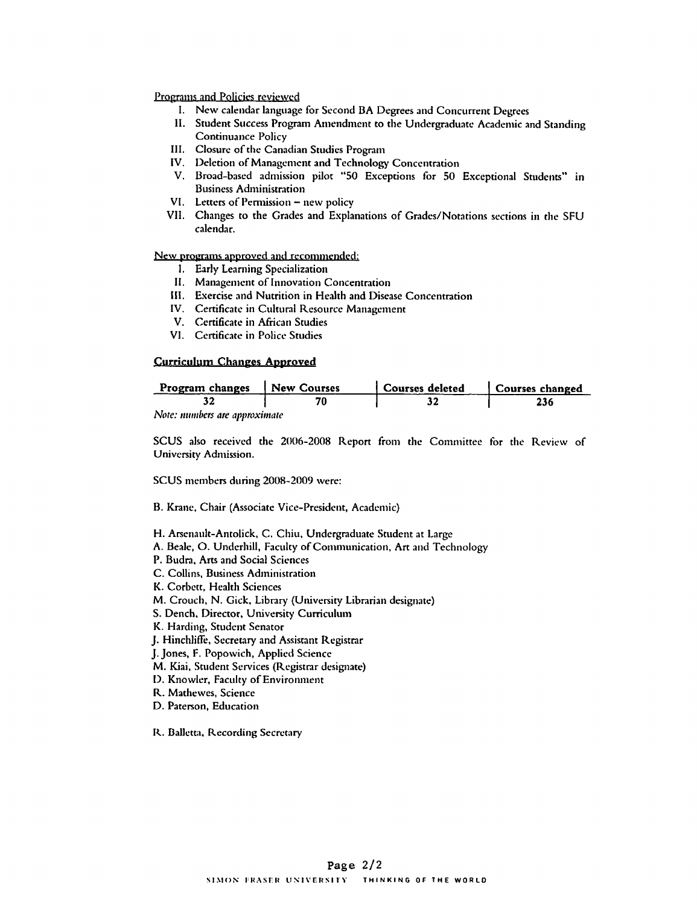Programs and Policies reviewed

I. New calendar language for Second BA Degrees and Concurrent Degrees
II. Student Success Program Amendment to the Undergraduate Academic and Standing Continuance Policy
III. Closure of the Canadian Studies Program
IV. Deletion of Management and Technology Concentration
V. Broad-based admission pilot "50 Exceptions for 50 Exceptional Students" in Business Administration
VI. Letters of Permission – new policy
VII. Changes to the Grades and Explanations of Grades/Notations sections in the SFU calendar.

New programs approved and recommended:

I. Early Learning Specialization
II. Management of Innovation Concentration
III. Exercise and Nutrition in Health and Disease Concentration
IV. Certificate in Cultural Resource Management
V. Certificate in African Studies
VI. Certificate in Police Studies

**Curriculum Changes Approved**

| Program changes | New Courses | Courses deleted | Courses changed |
|---|---|---|---|
| 32 | 70 | 32 | 236 |

*Note: numbers are approximate*

SCUS also received the 2006-2008 Report from the Committee for the Review of University Admission.

SCUS members during 2008-2009 were:

B. Krane, Chair (Associate Vice-President, Academic)

H. Arsenault-Antolick, C. Chiu, Undergraduate Student at Large
A. Beale, O. Underhill, Faculty of Communication, Art and Technology
P. Budra, Arts and Social Sciences
C. Collins, Business Administration
K. Corbett, Health Sciences
M. Crouch, N. Gick, Library (University Librarian designate)
S. Dench, Director, University Curriculum
K. Harding, Student Senator
J. Hinchliffe, Secretary and Assistant Registrar
J. Jones, F. Popowich, Applied Science
M. Kiai, Student Services (Registrar designate)
D. Knowler, Faculty of Environment
R. Mathewes, Science
D. Paterson, Education

R. Balletta, Recording Secretary